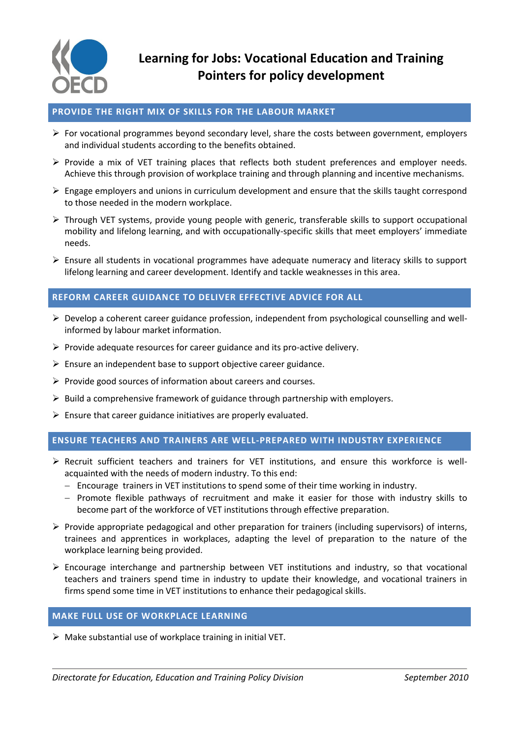# Learning for Jobs: Vocational Education and Training Pointers for policy development

## PROVIDE THE RIGHT MIX OF SKILLS FOR THE LABOUR MARKET

- For vocational programmes beyond secondary level, share the costs between government, employers and individual students according to the benefits obtained.
- Provide a mix of VET training places that reflects both student preferences and employer needs. Achieve this through provision of workplace training and through planning and incentive mechanisms.
- Engage employers and unions in curriculum development and ensure that the skills taught correspond to those needed in the modern workplace.
- Through VET systems, provide young people with generic, transferable skills to support occupational mobility and lifelong learning, and with occupationally-specific skills that meet employers' immediate needs.
- Ensure all students in vocational programmes have adequate numeracy and literacy skills to support lifelong learning and career development. Identify and tackle weaknesses in this area.

## REFORM CAREER GUIDANCE TO DELIVER EFFECTIVE ADVICE FOR ALL

- Develop a coherent career guidance profession, independent from psychological counselling and well-informed by labour market information.
- Provide adequate resources for career guidance and its pro-active delivery.
- Ensure an independent base to support objective career guidance.
- Provide good sources of information about careers and courses.
- Build a comprehensive framework of guidance through partnership with employers.
- Ensure that career guidance initiatives are properly evaluated.

## ENSURE TEACHERS AND TRAINERS ARE WELL-PREPARED WITH INDUSTRY EXPERIENCE

- Recruit sufficient teachers and trainers for VET institutions, and ensure this workforce is well-acquainted with the needs of modern industry. To this end:
  - Encourage trainers in VET institutions to spend some of their time working in industry.
  - Promote flexible pathways of recruitment and make it easier for those with industry skills to become part of the workforce of VET institutions through effective preparation.
- Provide appropriate pedagogical and other preparation for trainers (including supervisors) of interns, trainees and apprentices in workplaces, adapting the level of preparation to the nature of the workplace learning being provided.
- Encourage interchange and partnership between VET institutions and industry, so that vocational teachers and trainers spend time in industry to update their knowledge, and vocational trainers in firms spend some time in VET institutions to enhance their pedagogical skills.

## MAKE FULL USE OF WORKPLACE LEARNING

- Make substantial use of workplace training in initial VET.

*Directorate for Education, Education and Training Policy Division* — *September 2010*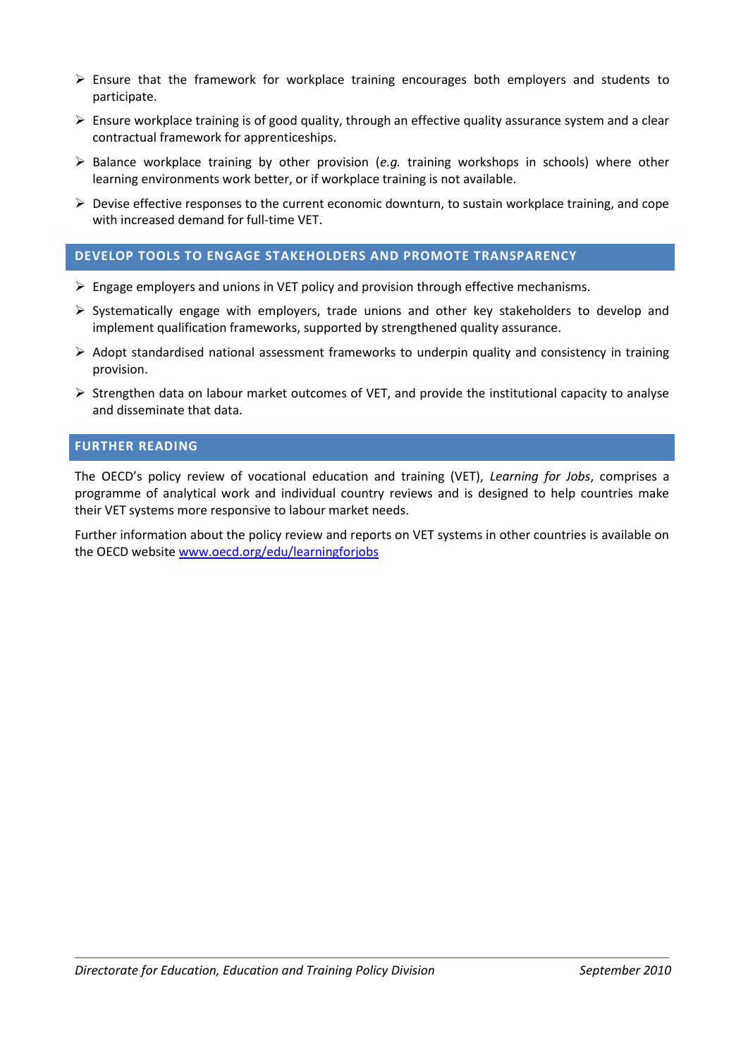- Ensure that the framework for workplace training encourages both employers and students to participate.
- Ensure workplace training is of good quality, through an effective quality assurance system and a clear contractual framework for apprenticeships.
- Balance workplace training by other provision (*e.g.* training workshops in schools) where other learning environments work better, or if workplace training is not available.
- Devise effective responses to the current economic downturn, to sustain workplace training, and cope with increased demand for full-time VET.

## DEVELOP TOOLS TO ENGAGE STAKEHOLDERS AND PROMOTE TRANSPARENCY

- Engage employers and unions in VET policy and provision through effective mechanisms.
- Systematically engage with employers, trade unions and other key stakeholders to develop and implement qualification frameworks, supported by strengthened quality assurance.
- Adopt standardised national assessment frameworks to underpin quality and consistency in training provision.
- Strengthen data on labour market outcomes of VET, and provide the institutional capacity to analyse and disseminate that data.

## FURTHER READING

The OECD's policy review of vocational education and training (VET), *Learning for Jobs*, comprises a programme of analytical work and individual country reviews and is designed to help countries make their VET systems more responsive to labour market needs.

Further information about the policy review and reports on VET systems in other countries is available on the OECD website [www.oecd.org/edu/learningforjobs](www.oecd.org/edu/learningforjobs)

*Directorate for Education, Education and Training Policy Division* *September 2010*